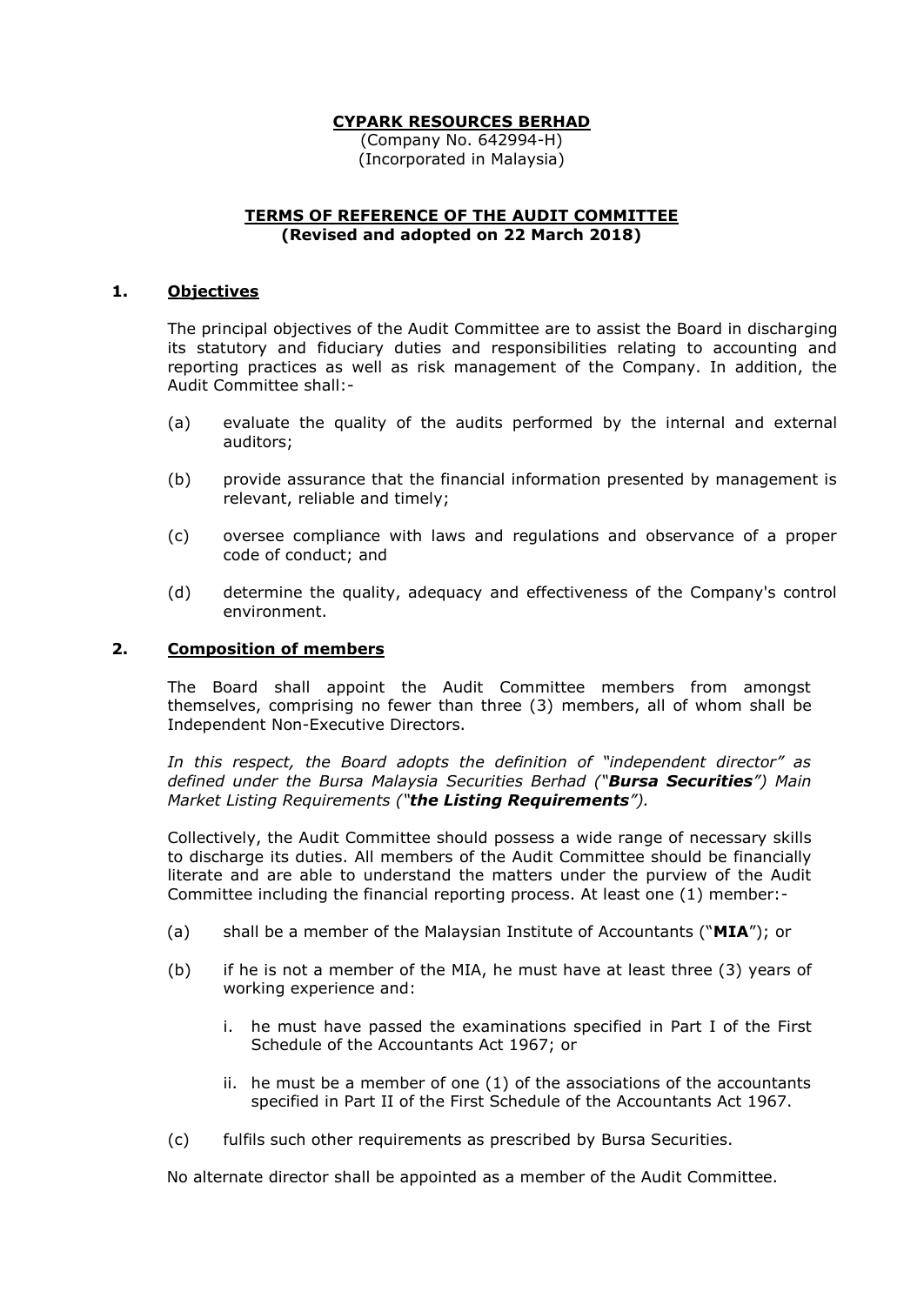**CYPARK RESOURCES BERHAD**
(Company No. 642994-H)
(Incorporated in Malaysia)

**TERMS OF REFERENCE OF THE AUDIT COMMITTEE**
**(Revised and adopted on 22 March 2018)**

## 1. Objectives

The principal objectives of the Audit Committee are to assist the Board in discharging its statutory and fiduciary duties and responsibilities relating to accounting and reporting practices as well as risk management of the Company. In addition, the Audit Committee shall:-

(a) evaluate the quality of the audits performed by the internal and external auditors;

(b) provide assurance that the financial information presented by management is relevant, reliable and timely;

(c) oversee compliance with laws and regulations and observance of a proper code of conduct; and

(d) determine the quality, adequacy and effectiveness of the Company's control environment.

## 2. Composition of members

The Board shall appoint the Audit Committee members from amongst themselves, comprising no fewer than three (3) members, all of whom shall be Independent Non-Executive Directors.

*In this respect, the Board adopts the definition of "independent director" as defined under the Bursa Malaysia Securities Berhad ("**Bursa Securities**") Main Market Listing Requirements ("**the Listing Requirements**").*

Collectively, the Audit Committee should possess a wide range of necessary skills to discharge its duties. All members of the Audit Committee should be financially literate and are able to understand the matters under the purview of the Audit Committee including the financial reporting process. At least one (1) member:-

(a) shall be a member of the Malaysian Institute of Accountants ("**MIA**"); or

(b) if he is not a member of the MIA, he must have at least three (3) years of working experience and:

   i. he must have passed the examinations specified in Part I of the First Schedule of the Accountants Act 1967; or

   ii. he must be a member of one (1) of the associations of the accountants specified in Part II of the First Schedule of the Accountants Act 1967.

(c) fulfils such other requirements as prescribed by Bursa Securities.

No alternate director shall be appointed as a member of the Audit Committee.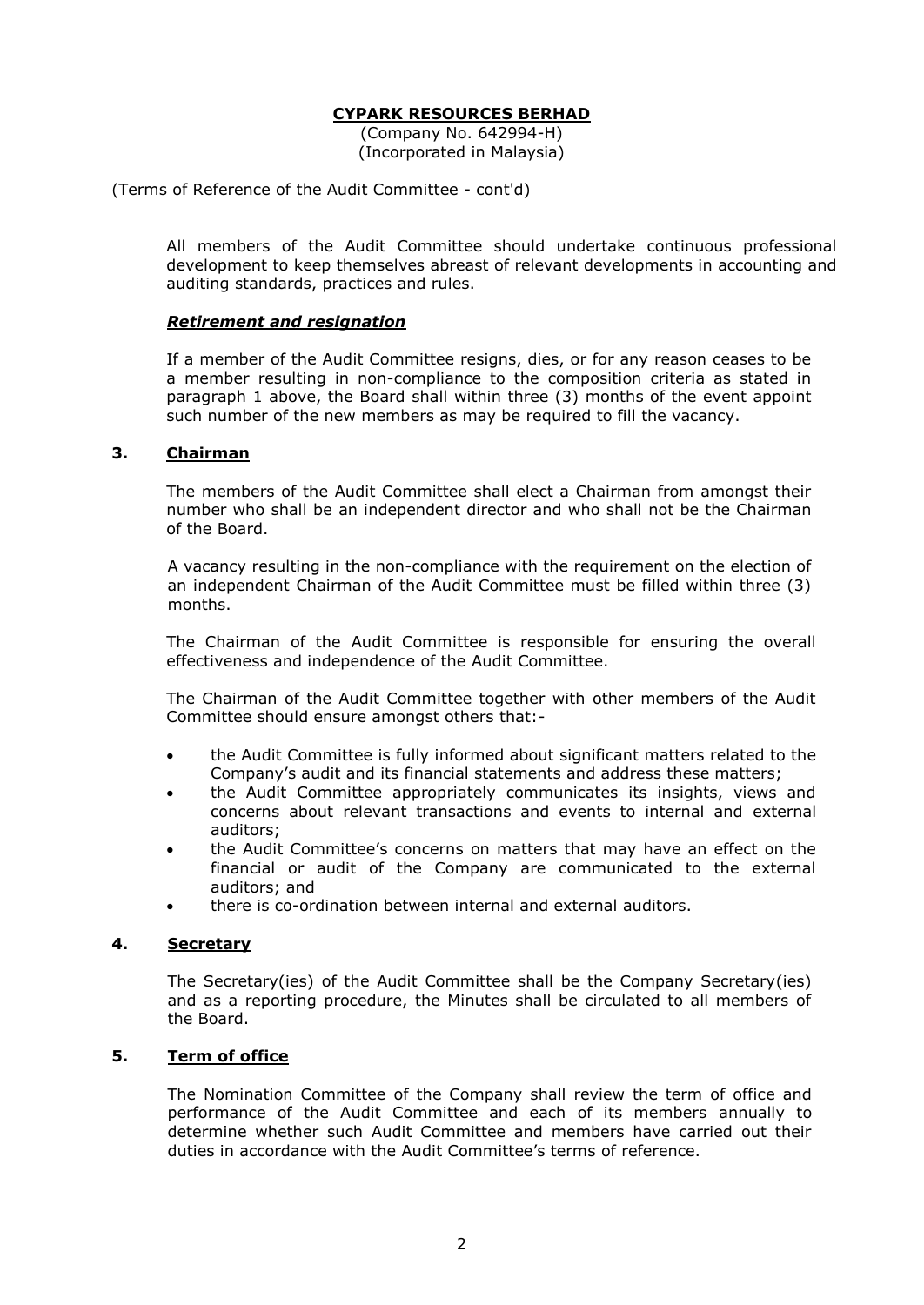**CYPARK RESOURCES BERHAD**
(Company No. 642994-H)
(Incorporated in Malaysia)

(Terms of Reference of the Audit Committee - cont'd)

All members of the Audit Committee should undertake continuous professional development to keep themselves abreast of relevant developments in accounting and auditing standards, practices and rules.

***Retirement and resignation***

If a member of the Audit Committee resigns, dies, or for any reason ceases to be a member resulting in non-compliance to the composition criteria as stated in paragraph 1 above, the Board shall within three (3) months of the event appoint such number of the new members as may be required to fill the vacancy.

## 3. Chairman

The members of the Audit Committee shall elect a Chairman from amongst their number who shall be an independent director and who shall not be the Chairman of the Board.

A vacancy resulting in the non-compliance with the requirement on the election of an independent Chairman of the Audit Committee must be filled within three (3) months.

The Chairman of the Audit Committee is responsible for ensuring the overall effectiveness and independence of the Audit Committee.

The Chairman of the Audit Committee together with other members of the Audit Committee should ensure amongst others that:-

- the Audit Committee is fully informed about significant matters related to the Company's audit and its financial statements and address these matters;
- the Audit Committee appropriately communicates its insights, views and concerns about relevant transactions and events to internal and external auditors;
- the Audit Committee's concerns on matters that may have an effect on the financial or audit of the Company are communicated to the external auditors; and
- there is co-ordination between internal and external auditors.

## 4. Secretary

The Secretary(ies) of the Audit Committee shall be the Company Secretary(ies) and as a reporting procedure, the Minutes shall be circulated to all members of the Board.

## 5. Term of office

The Nomination Committee of the Company shall review the term of office and performance of the Audit Committee and each of its members annually to determine whether such Audit Committee and members have carried out their duties in accordance with the Audit Committee's terms of reference.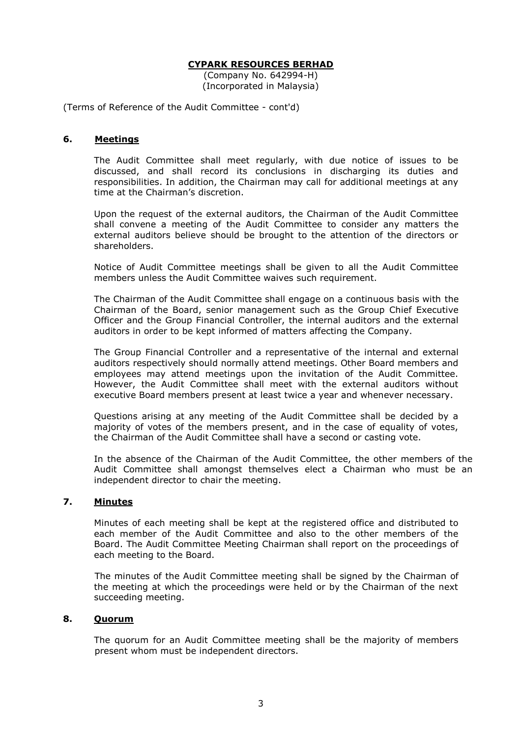**CYPARK RESOURCES BERHAD**
(Company No. 642994-H)
(Incorporated in Malaysia)

(Terms of Reference of the Audit Committee - cont'd)

## 6. Meetings

The Audit Committee shall meet regularly, with due notice of issues to be discussed, and shall record its conclusions in discharging its duties and responsibilities. In addition, the Chairman may call for additional meetings at any time at the Chairman's discretion.

Upon the request of the external auditors, the Chairman of the Audit Committee shall convene a meeting of the Audit Committee to consider any matters the external auditors believe should be brought to the attention of the directors or shareholders.

Notice of Audit Committee meetings shall be given to all the Audit Committee members unless the Audit Committee waives such requirement.

The Chairman of the Audit Committee shall engage on a continuous basis with the Chairman of the Board, senior management such as the Group Chief Executive Officer and the Group Financial Controller, the internal auditors and the external auditors in order to be kept informed of matters affecting the Company.

The Group Financial Controller and a representative of the internal and external auditors respectively should normally attend meetings. Other Board members and employees may attend meetings upon the invitation of the Audit Committee. However, the Audit Committee shall meet with the external auditors without executive Board members present at least twice a year and whenever necessary.

Questions arising at any meeting of the Audit Committee shall be decided by a majority of votes of the members present, and in the case of equality of votes, the Chairman of the Audit Committee shall have a second or casting vote.

In the absence of the Chairman of the Audit Committee, the other members of the Audit Committee shall amongst themselves elect a Chairman who must be an independent director to chair the meeting.

## 7. Minutes

Minutes of each meeting shall be kept at the registered office and distributed to each member of the Audit Committee and also to the other members of the Board. The Audit Committee Meeting Chairman shall report on the proceedings of each meeting to the Board.

The minutes of the Audit Committee meeting shall be signed by the Chairman of the meeting at which the proceedings were held or by the Chairman of the next succeeding meeting.

## 8. Quorum

The quorum for an Audit Committee meeting shall be the majority of members present whom must be independent directors.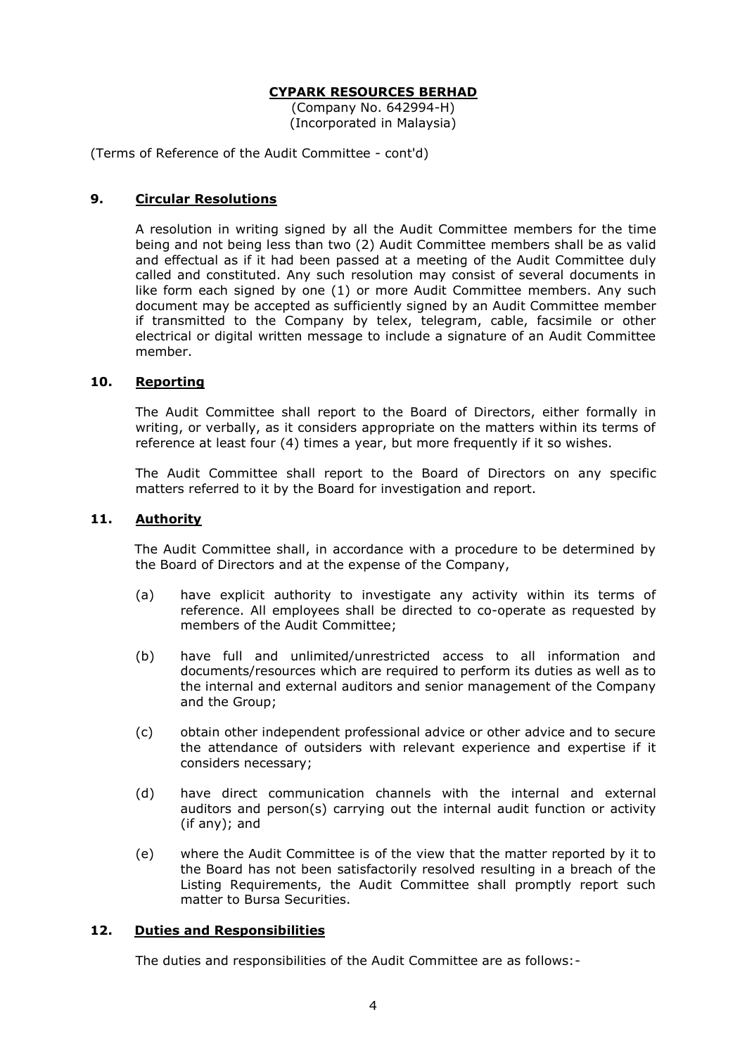**CYPARK RESOURCES BERHAD**
(Company No. 642994-H)
(Incorporated in Malaysia)

(Terms of Reference of the Audit Committee - cont'd)

### 9. Circular Resolutions

A resolution in writing signed by all the Audit Committee members for the time being and not being less than two (2) Audit Committee members shall be as valid and effectual as if it had been passed at a meeting of the Audit Committee duly called and constituted. Any such resolution may consist of several documents in like form each signed by one (1) or more Audit Committee members. Any such document may be accepted as sufficiently signed by an Audit Committee member if transmitted to the Company by telex, telegram, cable, facsimile or other electrical or digital written message to include a signature of an Audit Committee member.

### 10. Reporting

The Audit Committee shall report to the Board of Directors, either formally in writing, or verbally, as it considers appropriate on the matters within its terms of reference at least four (4) times a year, but more frequently if it so wishes.

The Audit Committee shall report to the Board of Directors on any specific matters referred to it by the Board for investigation and report.

### 11. Authority

The Audit Committee shall, in accordance with a procedure to be determined by the Board of Directors and at the expense of the Company,

(a) have explicit authority to investigate any activity within its terms of reference. All employees shall be directed to co-operate as requested by members of the Audit Committee;

(b) have full and unlimited/unrestricted access to all information and documents/resources which are required to perform its duties as well as to the internal and external auditors and senior management of the Company and the Group;

(c) obtain other independent professional advice or other advice and to secure the attendance of outsiders with relevant experience and expertise if it considers necessary;

(d) have direct communication channels with the internal and external auditors and person(s) carrying out the internal audit function or activity (if any); and

(e) where the Audit Committee is of the view that the matter reported by it to the Board has not been satisfactorily resolved resulting in a breach of the Listing Requirements, the Audit Committee shall promptly report such matter to Bursa Securities.

### 12. Duties and Responsibilities

The duties and responsibilities of the Audit Committee are as follows:-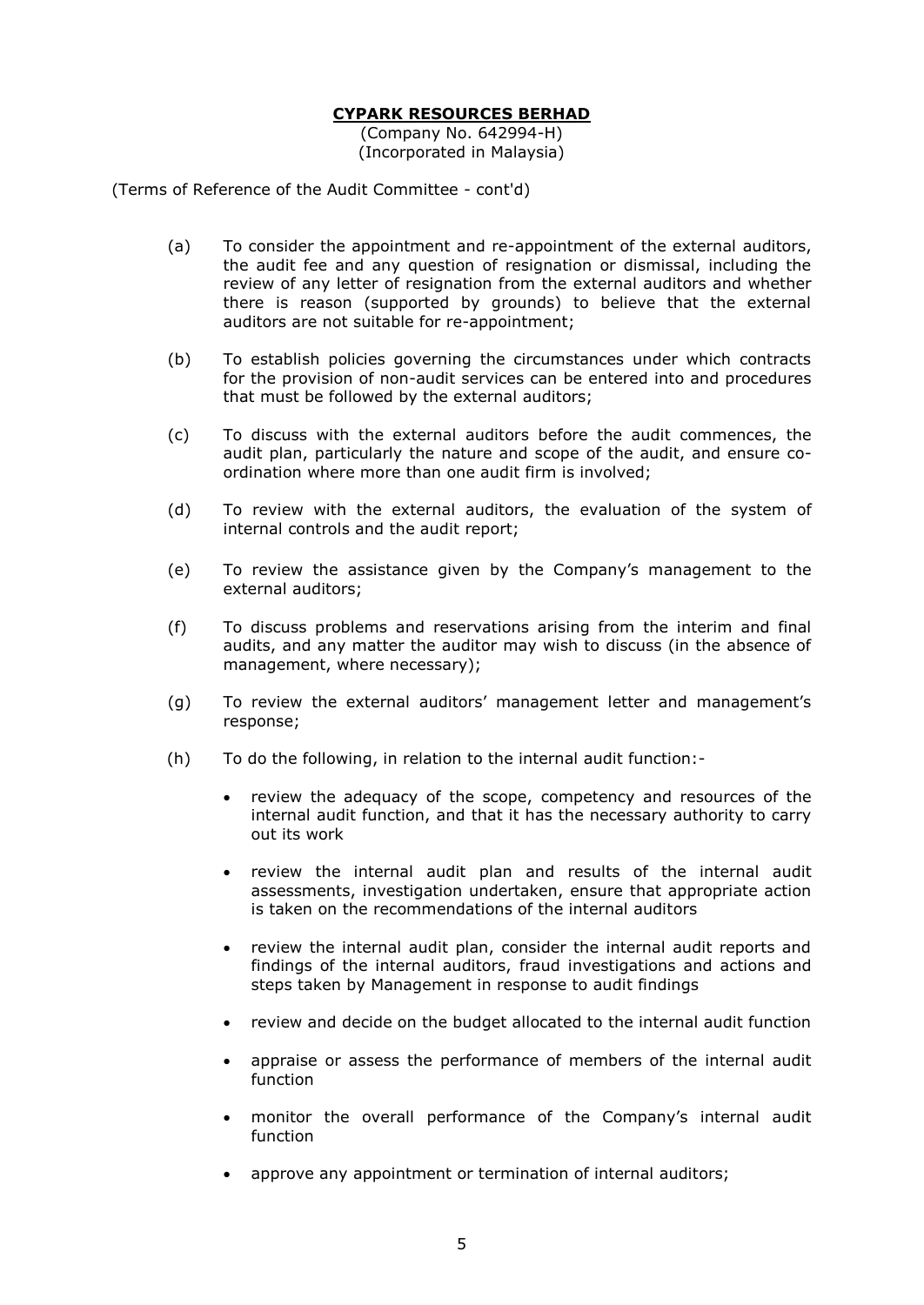**CYPARK RESOURCES BERHAD**
(Company No. 642994-H)
(Incorporated in Malaysia)

(Terms of Reference of the Audit Committee - cont'd)

(a) To consider the appointment and re-appointment of the external auditors, the audit fee and any question of resignation or dismissal, including the review of any letter of resignation from the external auditors and whether there is reason (supported by grounds) to believe that the external auditors are not suitable for re-appointment;

(b) To establish policies governing the circumstances under which contracts for the provision of non-audit services can be entered into and procedures that must be followed by the external auditors;

(c) To discuss with the external auditors before the audit commences, the audit plan, particularly the nature and scope of the audit, and ensure co-ordination where more than one audit firm is involved;

(d) To review with the external auditors, the evaluation of the system of internal controls and the audit report;

(e) To review the assistance given by the Company's management to the external auditors;

(f) To discuss problems and reservations arising from the interim and final audits, and any matter the auditor may wish to discuss (in the absence of management, where necessary);

(g) To review the external auditors' management letter and management's response;

(h) To do the following, in relation to the internal audit function:-

- review the adequacy of the scope, competency and resources of the internal audit function, and that it has the necessary authority to carry out its work
- review the internal audit plan and results of the internal audit assessments, investigation undertaken, ensure that appropriate action is taken on the recommendations of the internal auditors
- review the internal audit plan, consider the internal audit reports and findings of the internal auditors, fraud investigations and actions and steps taken by Management in response to audit findings
- review and decide on the budget allocated to the internal audit function
- appraise or assess the performance of members of the internal audit function
- monitor the overall performance of the Company's internal audit function
- approve any appointment or termination of internal auditors;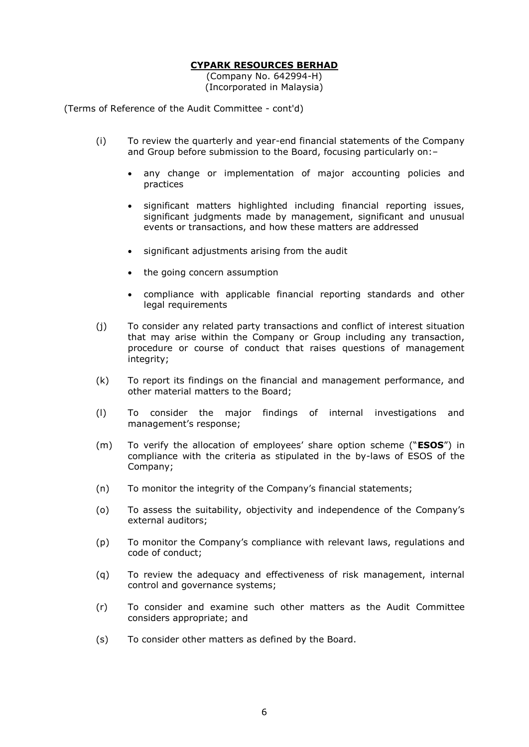**CYPARK RESOURCES BERHAD**
(Company No. 642994-H)
(Incorporated in Malaysia)

(Terms of Reference of the Audit Committee - cont'd)

(i) To review the quarterly and year-end financial statements of the Company and Group before submission to the Board, focusing particularly on:–

- any change or implementation of major accounting policies and practices
- significant matters highlighted including financial reporting issues, significant judgments made by management, significant and unusual events or transactions, and how these matters are addressed
- significant adjustments arising from the audit
- the going concern assumption
- compliance with applicable financial reporting standards and other legal requirements

(j) To consider any related party transactions and conflict of interest situation that may arise within the Company or Group including any transaction, procedure or course of conduct that raises questions of management integrity;

(k) To report its findings on the financial and management performance, and other material matters to the Board;

(l) To consider the major findings of internal investigations and management's response;

(m) To verify the allocation of employees' share option scheme ("**ESOS**") in compliance with the criteria as stipulated in the by-laws of ESOS of the Company;

(n) To monitor the integrity of the Company's financial statements;

(o) To assess the suitability, objectivity and independence of the Company's external auditors;

(p) To monitor the Company's compliance with relevant laws, regulations and code of conduct;

(q) To review the adequacy and effectiveness of risk management, internal control and governance systems;

(r) To consider and examine such other matters as the Audit Committee considers appropriate; and

(s) To consider other matters as defined by the Board.